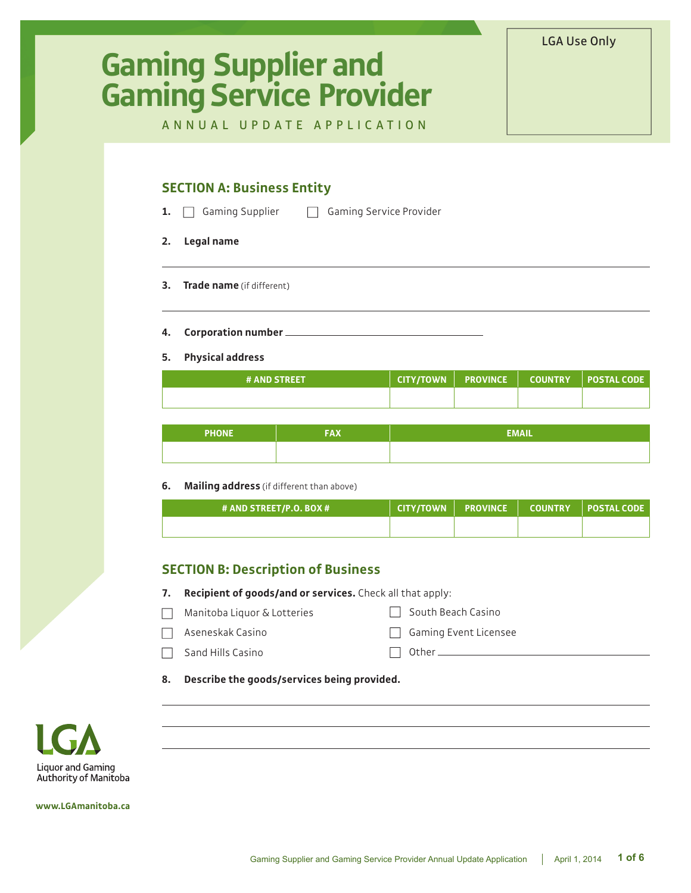# Gaming Supplier and Gaming Service Provider

ANNUAL UPDATE APPLICATION

LGA Use Only

## SECTION A: Business Entity

1. ☐ Gaming Supplier ☐ Gaming Service Provider

2. **Legal name**

_______________________________________________

3. **Trade name** (if different)

_______________________________________________

4. **Corporation number** ______________________

5. **Physical address**

| # AND STREET | CITY/TOWN | PROVINCE | COUNTRY | POSTAL CODE |
|---|---|---|---|---|
| | | | | |

| PHONE | FAX | EMAIL |
|---|---|---|
| | | |

6. **Mailing address** (if different than above)

| # AND STREET/P.O. BOX # | CITY/TOWN | PROVINCE | COUNTRY | POSTAL CODE |
|---|---|---|---|---|
| | | | | |

## SECTION B: Description of Business

7. **Recipient of goods/and or services.** Check all that apply:

- ☐ Manitoba Liquor & Lotteries
- ☐ Aseneskak Casino
- ☐ Sand Hills Casino
- ☐ South Beach Casino
- ☐ Gaming Event Licensee
- ☐ Other ______________________

8. **Describe the goods/services being provided.**

_______________________________________________

_______________________________________________

_______________________________________________

Liquor and Gaming Authority of Manitoba

www.LGAmanitoba.ca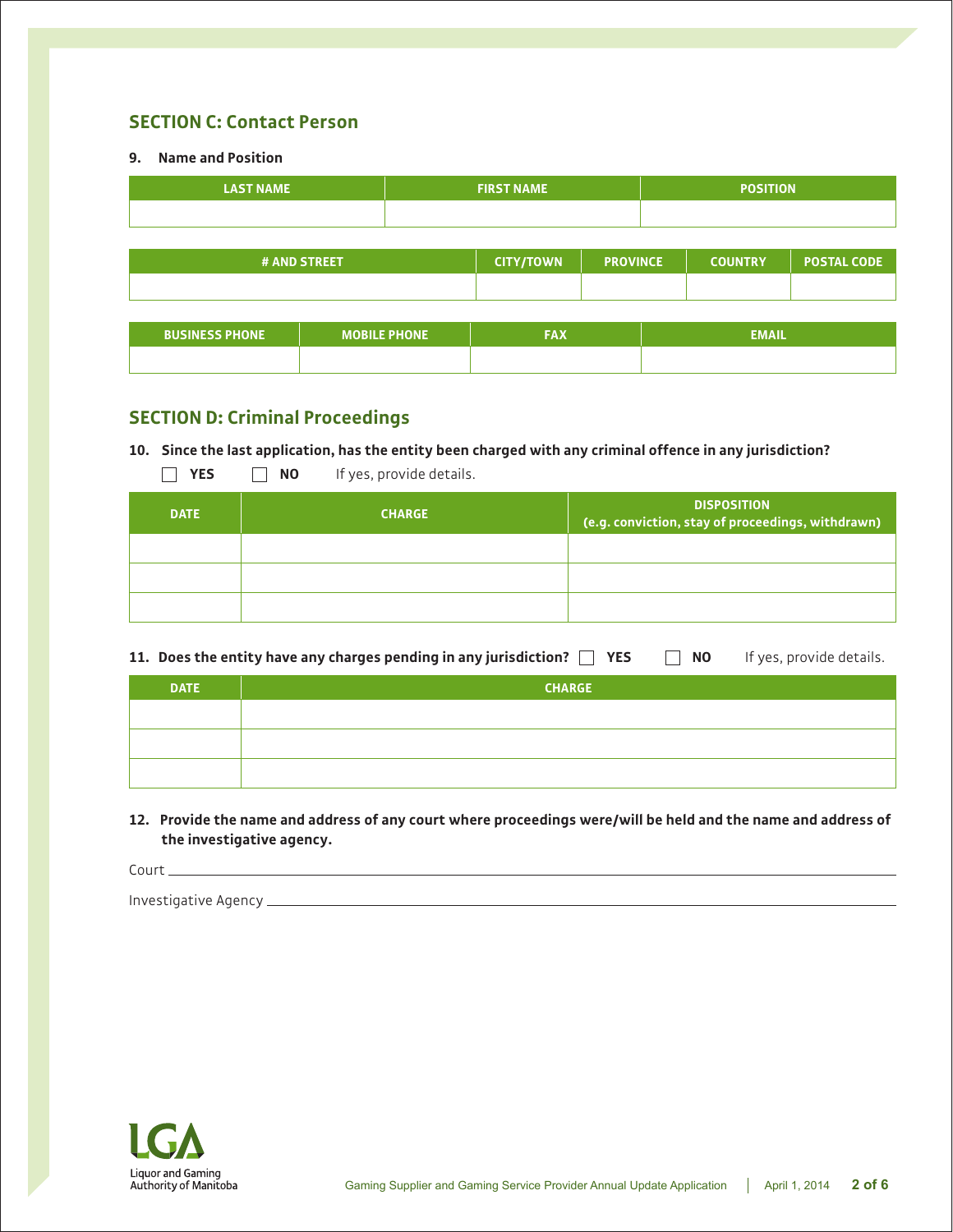## SECTION C: Contact Person

**9. Name and Position**

| LAST NAME | FIRST NAME | POSITION |
| --- | --- | --- |
| | | |

| # AND STREET | CITY/TOWN | PROVINCE | COUNTRY | POSTAL CODE |
| --- | --- | --- | --- | --- |
| | | | | |

| BUSINESS PHONE | MOBILE PHONE | FAX | EMAIL |
| --- | --- | --- | --- |
| | | | |

## SECTION D: Criminal Proceedings

**10. Since the last application, has the entity been charged with any criminal offence in any jurisdiction?**

☐ **YES** ☐ **NO** If yes, provide details.

| DATE | CHARGE | DISPOSITION (e.g. conviction, stay of proceedings, withdrawn) |
| --- | --- | --- |
| | | |
| | | |
| | | |

**11. Does the entity have any charges pending in any jurisdiction?** ☐ **YES** ☐ **NO** If yes, provide details.

| DATE | CHARGE |
| --- | --- |
| | |
| | |
| | |

**12. Provide the name and address of any court where proceedings were/will be held and the name and address of the investigative agency.**

Court ______________________________________________

Investigative Agency ______________________________________________

Liquor and Gaming Authority of Manitoba

Gaming Supplier and Gaming Service Provider Annual Update Application | April 1, 2014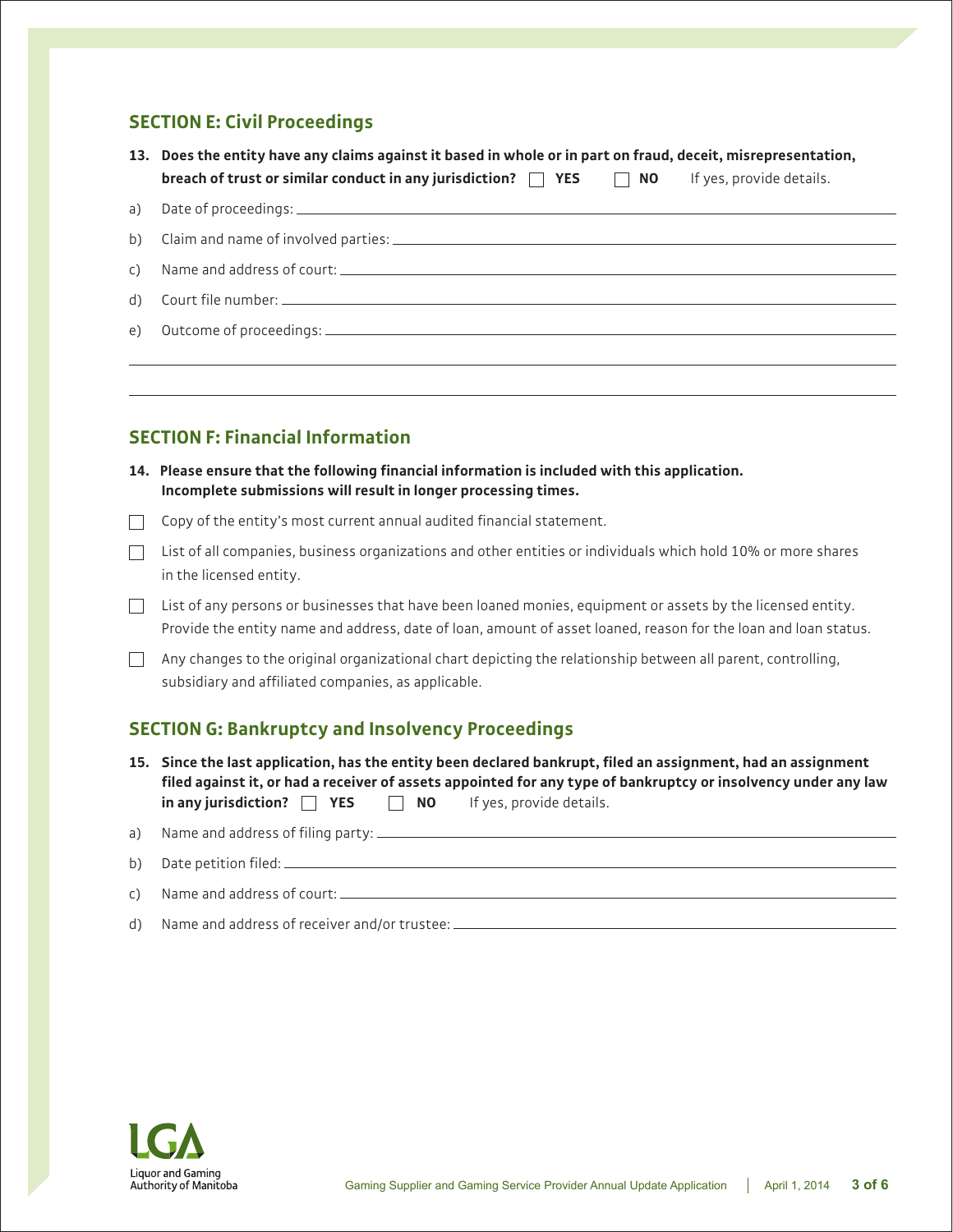## SECTION E: Civil Proceedings

**13. Does the entity have any claims against it based in whole or in part on fraud, deceit, misrepresentation, breach of trust or similar conduct in any jurisdiction?** ☐ **YES** ☐ **NO** If yes, provide details.

a) Date of proceedings: ______________________

b) Claim and name of involved parties: ______________________

c) Name and address of court: ______________________

d) Court file number: ______________________

e) Outcome of proceedings: ______________________

______________________

______________________

## SECTION F: Financial Information

**14. Please ensure that the following financial information is included with this application. Incomplete submissions will result in longer processing times.**

☐ Copy of the entity's most current annual audited financial statement.

☐ List of all companies, business organizations and other entities or individuals which hold 10% or more shares in the licensed entity.

☐ List of any persons or businesses that have been loaned monies, equipment or assets by the licensed entity. Provide the entity name and address, date of loan, amount of asset loaned, reason for the loan and loan status.

☐ Any changes to the original organizational chart depicting the relationship between all parent, controlling, subsidiary and affiliated companies, as applicable.

## SECTION G: Bankruptcy and Insolvency Proceedings

**15. Since the last application, has the entity been declared bankrupt, filed an assignment, had an assignment filed against it, or had a receiver of assets appointed for any type of bankruptcy or insolvency under any law in any jurisdiction?** ☐ **YES** ☐ **NO** If yes, provide details.

a) Name and address of filing party: ______________________

b) Date petition filed: ______________________

c) Name and address of court: ______________________

d) Name and address of receiver and/or trustee: ______________________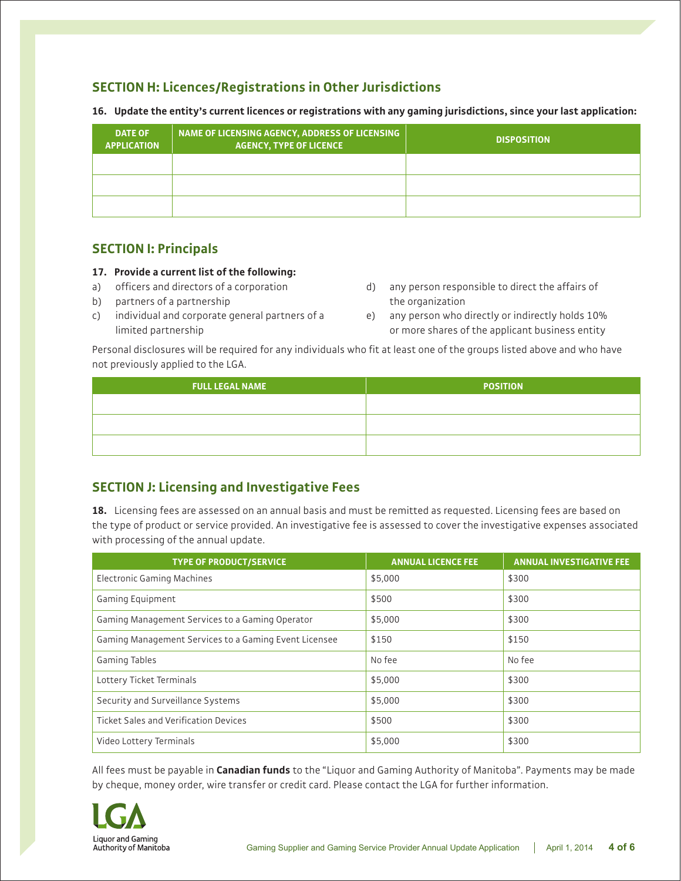## SECTION H: Licences/Registrations in Other Jurisdictions

**16. Update the entity's current licences or registrations with any gaming jurisdictions, since your last application:**

| DATE OF APPLICATION | NAME OF LICENSING AGENCY, ADDRESS OF LICENSING AGENCY, TYPE OF LICENCE | DISPOSITION |
|---|---|---|
| | | |
| | | |
| | | |

## SECTION I: Principals

**17. Provide a current list of the following:**

a) officers and directors of a corporation

b) partners of a partnership

c) individual and corporate general partners of a limited partnership

d) any person responsible to direct the affairs of the organization

e) any person who directly or indirectly holds 10% or more shares of the applicant business entity

Personal disclosures will be required for any individuals who fit at least one of the groups listed above and who have not previously applied to the LGA.

| FULL LEGAL NAME | POSITION |
|---|---|
| | |
| | |
| | |

## SECTION J: Licensing and Investigative Fees

**18.** Licensing fees are assessed on an annual basis and must be remitted as requested. Licensing fees are based on the type of product or service provided. An investigative fee is assessed to cover the investigative expenses associated with processing of the annual update.

| TYPE OF PRODUCT/SERVICE | ANNUAL LICENCE FEE | ANNUAL INVESTIGATIVE FEE |
|---|---|---|
| Electronic Gaming Machines | $5,000 | $300 |
| Gaming Equipment | $500 | $300 |
| Gaming Management Services to a Gaming Operator | $5,000 | $300 |
| Gaming Management Services to a Gaming Event Licensee | $150 | $150 |
| Gaming Tables | No fee | No fee |
| Lottery Ticket Terminals | $5,000 | $300 |
| Security and Surveillance Systems | $5,000 | $300 |
| Ticket Sales and Verification Devices | $500 | $300 |
| Video Lottery Terminals | $5,000 | $300 |

All fees must be payable in **Canadian funds** to the "Liquor and Gaming Authority of Manitoba". Payments may be made by cheque, money order, wire transfer or credit card. Please contact the LGA for further information.

LGA Liquor and Gaming Authority of Manitoba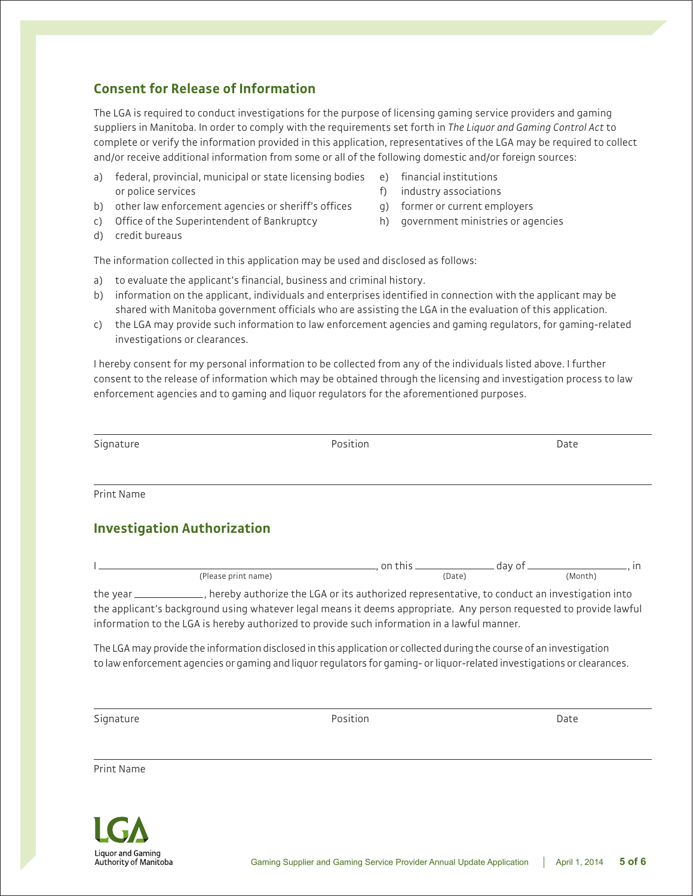## Consent for Release of Information

The LGA is required to conduct investigations for the purpose of licensing gaming service providers and gaming suppliers in Manitoba. In order to comply with the requirements set forth in *The Liquor and Gaming Control Act* to complete or verify the information provided in this application, representatives of the LGA may be required to collect and/or receive additional information from some or all of the following domestic and/or foreign sources:

a) federal, provincial, municipal or state licensing bodies or police services
b) other law enforcement agencies or sheriff's offices
c) Office of the Superintendent of Bankruptcy
d) credit bureaus
e) financial institutions
f) industry associations
g) former or current employers
h) government ministries or agencies

The information collected in this application may be used and disclosed as follows:

a) to evaluate the applicant's financial, business and criminal history.
b) information on the applicant, individuals and enterprises identified in connection with the applicant may be shared with Manitoba government officials who are assisting the LGA in the evaluation of this application.
c) the LGA may provide such information to law enforcement agencies and gaming regulators, for gaming-related investigations or clearances.

I hereby consent for my personal information to be collected from any of the individuals listed above. I further consent to the release of information which may be obtained through the licensing and investigation process to law enforcement agencies and to gaming and liquor regulators for the aforementioned purposes.

Signature _______________ Position _______________ Date _______________

Print Name _______________

## Investigation Authorization

I _______________ (Please print name), on this _______________ (Date) day of _______________ (Month), in the year _______________, hereby authorize the LGA or its authorized representative, to conduct an investigation into the applicant's background using whatever legal means it deems appropriate. Any person requested to provide lawful information to the LGA is hereby authorized to provide such information in a lawful manner.

The LGA may provide the information disclosed in this application or collected during the course of an investigation to law enforcement agencies or gaming and liquor regulators for gaming- or liquor-related investigations or clearances.

Signature _______________ Position _______________ Date _______________

Print Name _______________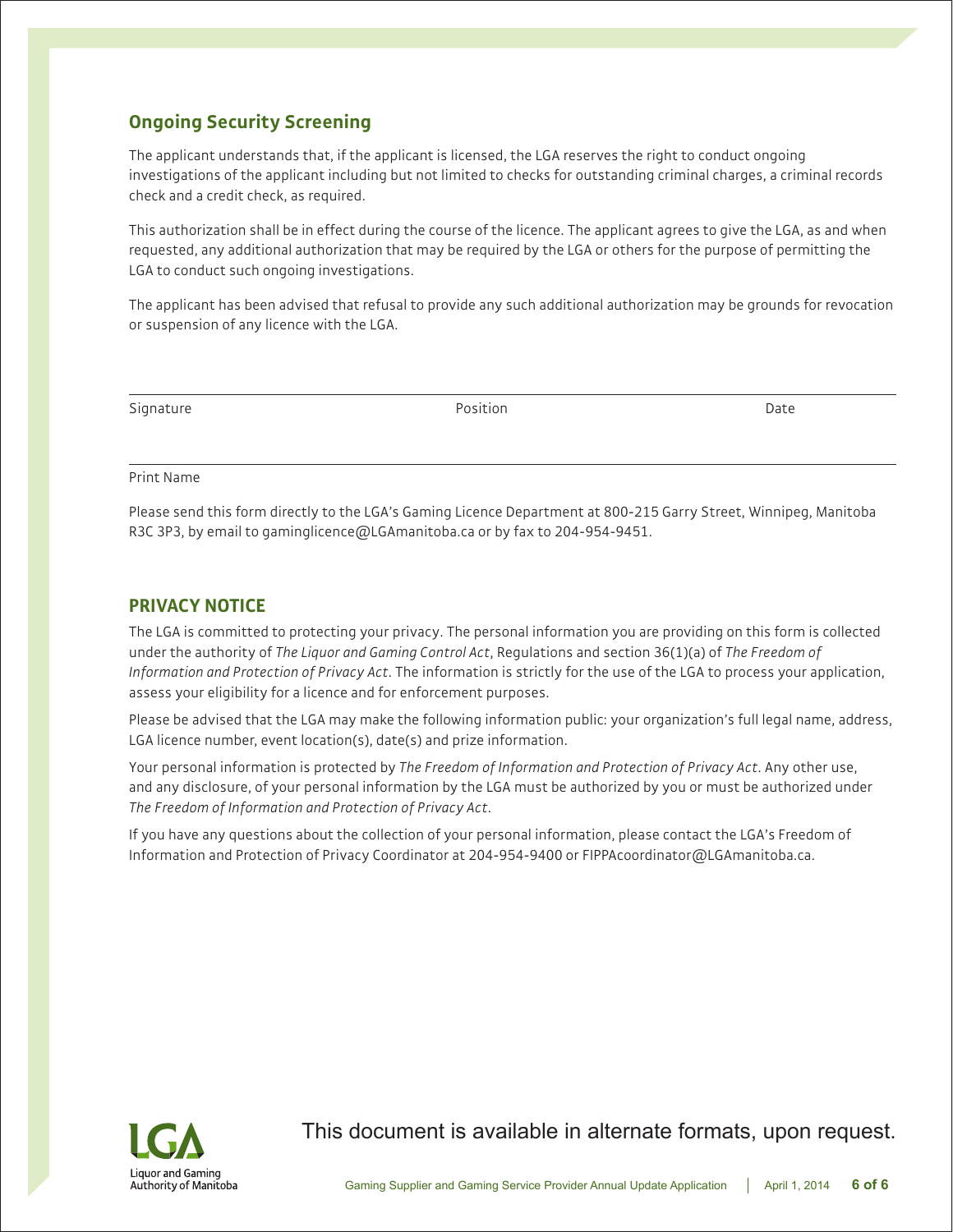## Ongoing Security Screening

The applicant understands that, if the applicant is licensed, the LGA reserves the right to conduct ongoing investigations of the applicant including but not limited to checks for outstanding criminal charges, a criminal records check and a credit check, as required.

This authorization shall be in effect during the course of the licence. The applicant agrees to give the LGA, as and when requested, any additional authorization that may be required by the LGA or others for the purpose of permitting the LGA to conduct such ongoing investigations.

The applicant has been advised that refusal to provide any such additional authorization may be grounds for revocation or suspension of any licence with the LGA.

| | | |
|---|---|---|
| Signature | Position | Date |

Print Name

Please send this form directly to the LGA's Gaming Licence Department at 800-215 Garry Street, Winnipeg, Manitoba R3C 3P3, by email to gaminglicence@LGAmanitoba.ca or by fax to 204-954-9451.

## PRIVACY NOTICE

The LGA is committed to protecting your privacy. The personal information you are providing on this form is collected under the authority of *The Liquor and Gaming Control Act*, Regulations and section 36(1)(a) of *The Freedom of Information and Protection of Privacy Act*. The information is strictly for the use of the LGA to process your application, assess your eligibility for a licence and for enforcement purposes.

Please be advised that the LGA may make the following information public: your organization's full legal name, address, LGA licence number, event location(s), date(s) and prize information.

Your personal information is protected by *The Freedom of Information and Protection of Privacy Act*. Any other use, and any disclosure, of your personal information by the LGA must be authorized by you or must be authorized under *The Freedom of Information and Protection of Privacy Act*.

If you have any questions about the collection of your personal information, please contact the LGA's Freedom of Information and Protection of Privacy Coordinator at 204-954-9400 or FIPPAcoordinator@LGAmanitoba.ca.

LGA Liquor and Gaming Authority of Manitoba

This document is available in alternate formats, upon request.